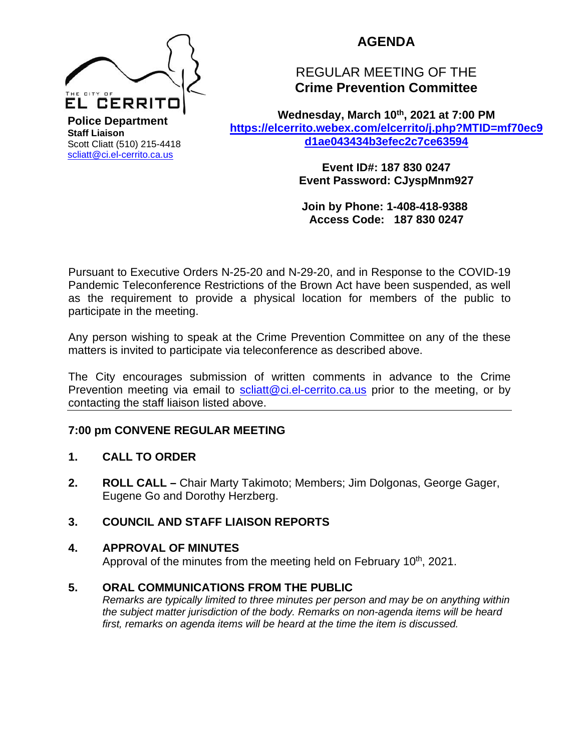THE CITY OF **EL CERRITO**

**Police Department**
**Staff Liaison**
Scott Cliatt (510) 215-4418
scliatt@ci.el-cerrito.ca.us

# AGENDA

## REGULAR MEETING OF THE
## Crime Prevention Committee

**Wednesday, March 10th, 2021 at 7:00 PM**
**https://elcerrito.webex.com/elcerrito/j.php?MTID=mf70ec9d1ae043434b3efec2c7ce63594**

**Event ID#: 187 830 0247**
**Event Password: CJyspMnm927**

**Join by Phone: 1-408-418-9388**
**Access Code: 187 830 0247**

Pursuant to Executive Orders N-25-20 and N-29-20, and in Response to the COVID-19 Pandemic Teleconference Restrictions of the Brown Act have been suspended, as well as the requirement to provide a physical location for members of the public to participate in the meeting.

Any person wishing to speak at the Crime Prevention Committee on any of the these matters is invited to participate via teleconference as described above.

The City encourages submission of written comments in advance to the Crime Prevention meeting via email to scliatt@ci.el-cerrito.ca.us prior to the meeting, or by contacting the staff liaison listed above.

---

**7:00 pm CONVENE REGULAR MEETING**

1. **CALL TO ORDER**

2. **ROLL CALL –** Chair Marty Takimoto; Members; Jim Dolgonas, George Gager, Eugene Go and Dorothy Herzberg.

3. **COUNCIL AND STAFF LIAISON REPORTS**

4. **APPROVAL OF MINUTES**
   Approval of the minutes from the meeting held on February 10th, 2021.

5. **ORAL COMMUNICATIONS FROM THE PUBLIC**
   *Remarks are typically limited to three minutes per person and may be on anything within the subject matter jurisdiction of the body. Remarks on non-agenda items will be heard first, remarks on agenda items will be heard at the time the item is discussed.*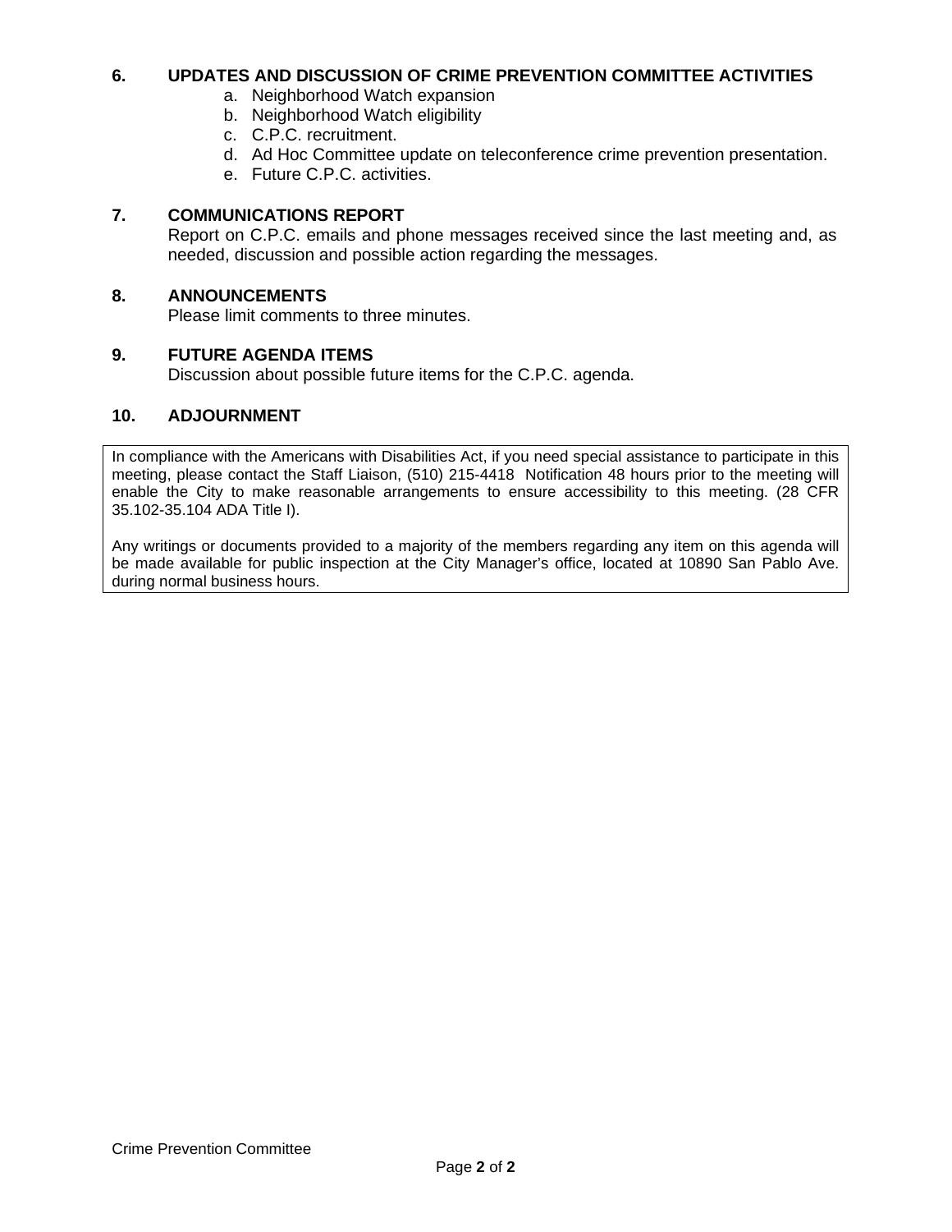## 6. UPDATES AND DISCUSSION OF CRIME PREVENTION COMMITTEE ACTIVITIES

a. Neighborhood Watch expansion
b. Neighborhood Watch eligibility
c. C.P.C. recruitment.
d. Ad Hoc Committee update on teleconference crime prevention presentation.
e. Future C.P.C. activities.

## 7. COMMUNICATIONS REPORT

Report on C.P.C. emails and phone messages received since the last meeting and, as needed, discussion and possible action regarding the messages.

## 8. ANNOUNCEMENTS

Please limit comments to three minutes.

## 9. FUTURE AGENDA ITEMS

Discussion about possible future items for the C.P.C. agenda.

## 10. ADJOURNMENT

In compliance with the Americans with Disabilities Act, if you need special assistance to participate in this meeting, please contact the Staff Liaison, (510) 215-4418 Notification 48 hours prior to the meeting will enable the City to make reasonable arrangements to ensure accessibility to this meeting. (28 CFR 35.102-35.104 ADA Title I).

Any writings or documents provided to a majority of the members regarding any item on this agenda will be made available for public inspection at the City Manager's office, located at 10890 San Pablo Ave. during normal business hours.